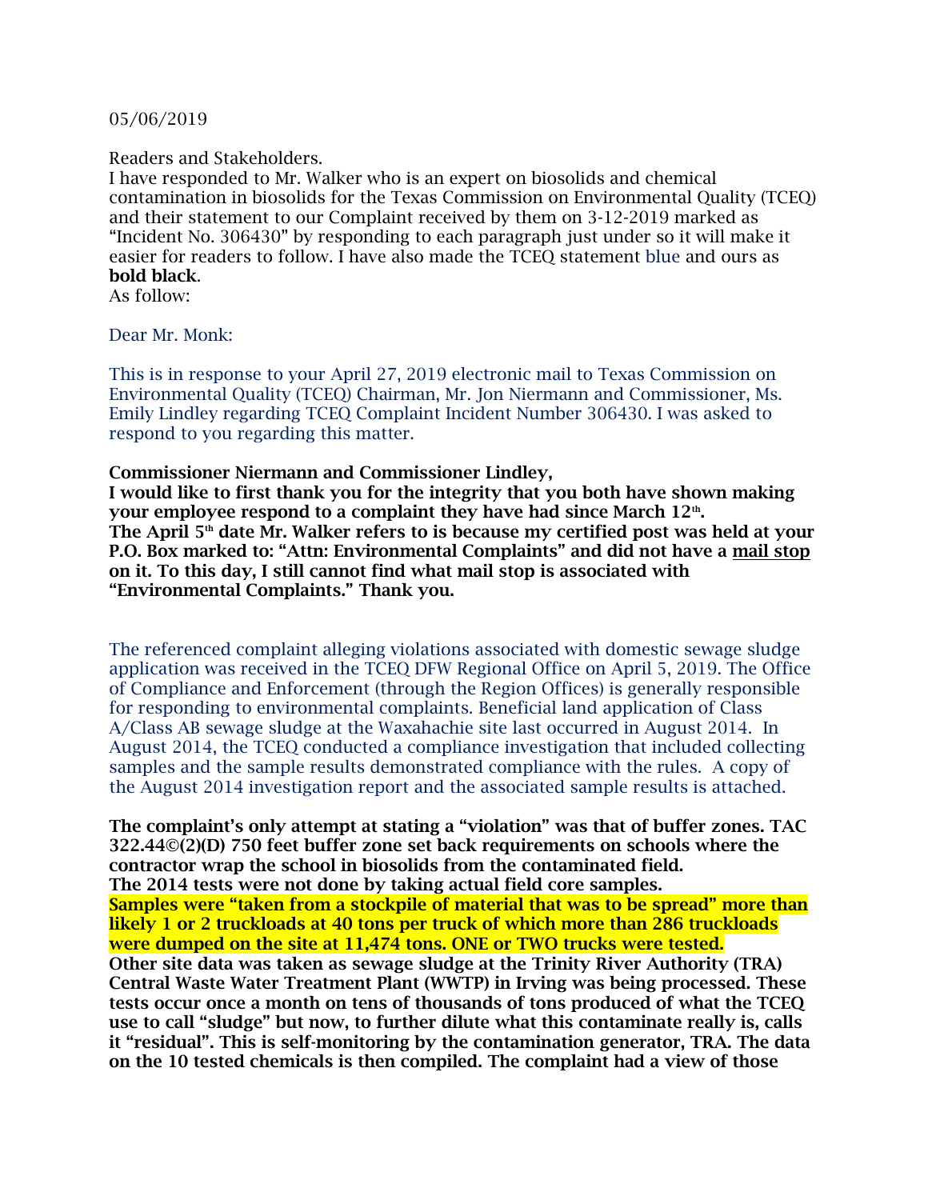05/06/2019

Readers and Stakeholders.
I have responded to Mr. Walker who is an expert on biosolids and chemical contamination in biosolids for the Texas Commission on Environmental Quality (TCEQ) and their statement to our Complaint received by them on 3-12-2019 marked as "Incident No. 306430" by responding to each paragraph just under so it will make it easier for readers to follow. I have also made the TCEQ statement blue and ours as **bold black**.
As follow:

Dear Mr. Monk:

This is in response to your April 27, 2019 electronic mail to Texas Commission on Environmental Quality (TCEQ) Chairman, Mr. Jon Niermann and Commissioner, Ms. Emily Lindley regarding TCEQ Complaint Incident Number 306430. I was asked to respond to you regarding this matter.

**Commissioner Niermann and Commissioner Lindley,**
**I would like to first thank you for the integrity that you both have shown making your employee respond to a complaint they have had since March 12th.**
**The April 5th date Mr. Walker refers to is because my certified post was held at your P.O. Box marked to: "Attn: Environmental Complaints" and did not have a <u>mail stop</u> on it. To this day, I still cannot find what mail stop is associated with "Environmental Complaints." Thank you.**

The referenced complaint alleging violations associated with domestic sewage sludge application was received in the TCEQ DFW Regional Office on April 5, 2019. The Office of Compliance and Enforcement (through the Region Offices) is generally responsible for responding to environmental complaints. Beneficial land application of Class A/Class AB sewage sludge at the Waxahachie site last occurred in August 2014. In August 2014, the TCEQ conducted a compliance investigation that included collecting samples and the sample results demonstrated compliance with the rules. A copy of the August 2014 investigation report and the associated sample results is attached.

**The complaint's only attempt at stating a "violation" was that of buffer zones. TAC 322.44©(2)(D) 750 feet buffer zone set back requirements on schools where the contractor wrap the school in biosolids from the contaminated field.**
**The 2014 tests were not done by taking actual field core samples.**
**Samples were "taken from a stockpile of material that was to be spread" more than likely 1 or 2 truckloads at 40 tons per truck of which more than 286 truckloads were dumped on the site at 11,474 tons. ONE or TWO trucks were tested.**
**Other site data was taken as sewage sludge at the Trinity River Authority (TRA) Central Waste Water Treatment Plant (WWTP) in Irving was being processed. These tests occur once a month on tens of thousands of tons produced of what the TCEQ use to call "sludge" but now, to further dilute what this contaminate really is, calls it "residual". This is self-monitoring by the contamination generator, TRA. The data on the 10 tested chemicals is then compiled. The complaint had a view of those**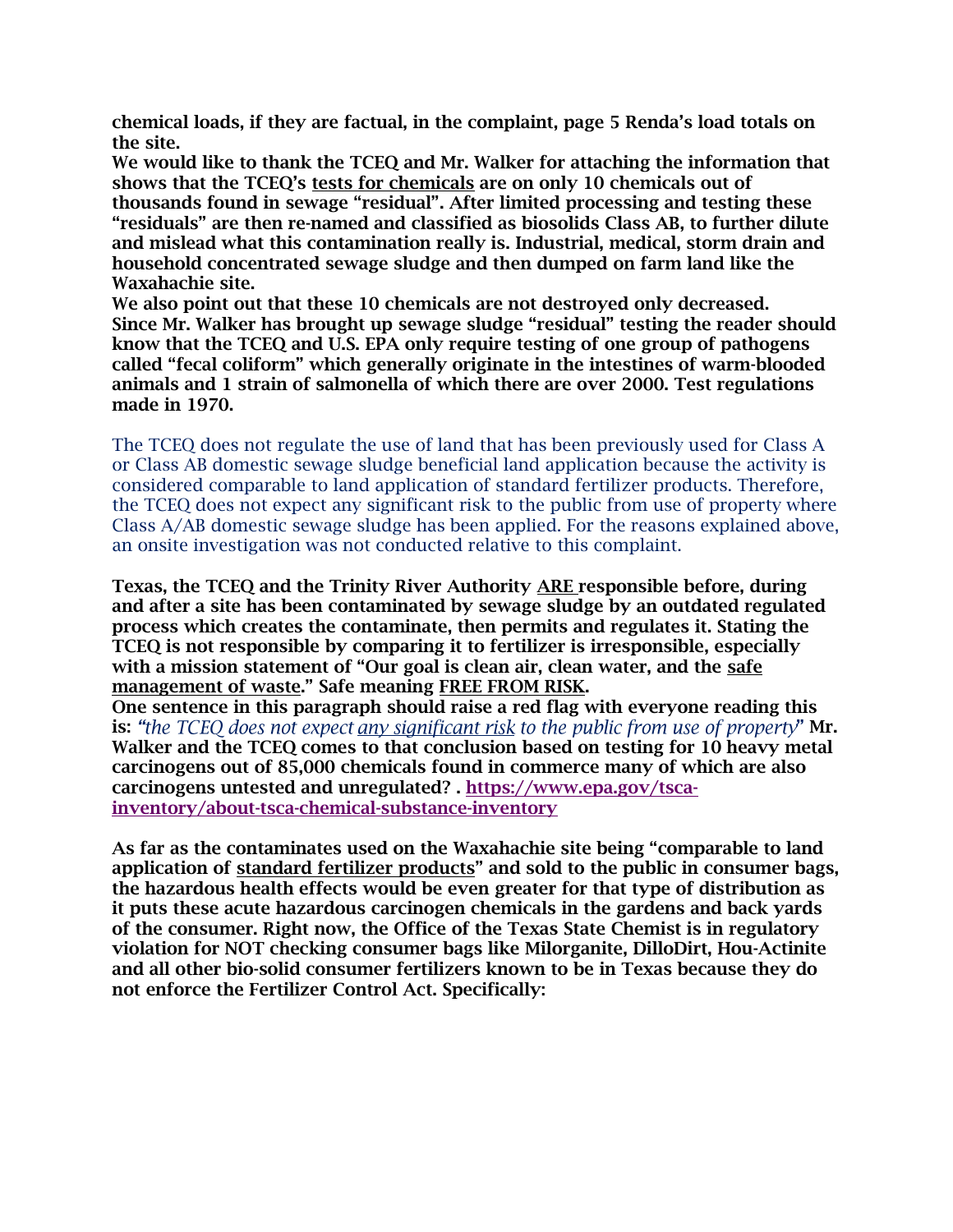**chemical loads, if they are factual, in the complaint, page 5 Renda's load totals on the site.**
**We would like to thank the TCEQ and Mr. Walker for attaching the information that shows that the TCEQ's <u>tests for chemicals</u> are on only 10 chemicals out of thousands found in sewage "residual". After limited processing and testing these "residuals" are then re-named and classified as biosolids Class AB, to further dilute and mislead what this contamination really is. Industrial, medical, storm drain and household concentrated sewage sludge and then dumped on farm land like the Waxahachie site.**
**We also point out that these 10 chemicals are not destroyed only decreased. Since Mr. Walker has brought up sewage sludge "residual" testing the reader should know that the TCEQ and U.S. EPA only require testing of one group of pathogens called "fecal coliform" which generally originate in the intestines of warm-blooded animals and 1 strain of salmonella of which there are over 2000. Test regulations made in 1970.**

The TCEQ does not regulate the use of land that has been previously used for Class A or Class AB domestic sewage sludge beneficial land application because the activity is considered comparable to land application of standard fertilizer products. Therefore, the TCEQ does not expect any significant risk to the public from use of property where Class A/AB domestic sewage sludge has been applied. For the reasons explained above, an onsite investigation was not conducted relative to this complaint.

**Texas, the TCEQ and the Trinity River Authority <u>ARE</u> responsible before, during and after a site has been contaminated by sewage sludge by an outdated regulated process which creates the contaminate, then permits and regulates it. Stating the TCEQ is not responsible by comparing it to fertilizer is irresponsible, especially with a mission statement of "Our goal is clean air, clean water, and the <u>safe management of waste</u>." Safe meaning <u>FREE FROM RISK</u>.**
**One sentence in this paragraph should raise a red flag with everyone reading this is:** *"the TCEQ does not expect <u>any significant risk</u> to the public from use of property"* **Mr. Walker and the TCEQ comes to that conclusion based on testing for 10 heavy metal carcinogens out of 85,000 chemicals found in commerce many of which are also carcinogens untested and unregulated? . <u>https://www.epa.gov/tsca-inventory/about-tsca-chemical-substance-inventory</u>**

**As far as the contaminates used on the Waxahachie site being "comparable to land application of <u>standard fertilizer products</u>" and sold to the public in consumer bags, the hazardous health effects would be even greater for that type of distribution as it puts these acute hazardous carcinogen chemicals in the gardens and back yards of the consumer. Right now, the Office of the Texas State Chemist is in regulatory violation for NOT checking consumer bags like Milorganite, DilloDirt, Hou-Actinite and all other bio-solid consumer fertilizers known to be in Texas because they do not enforce the Fertilizer Control Act. Specifically:**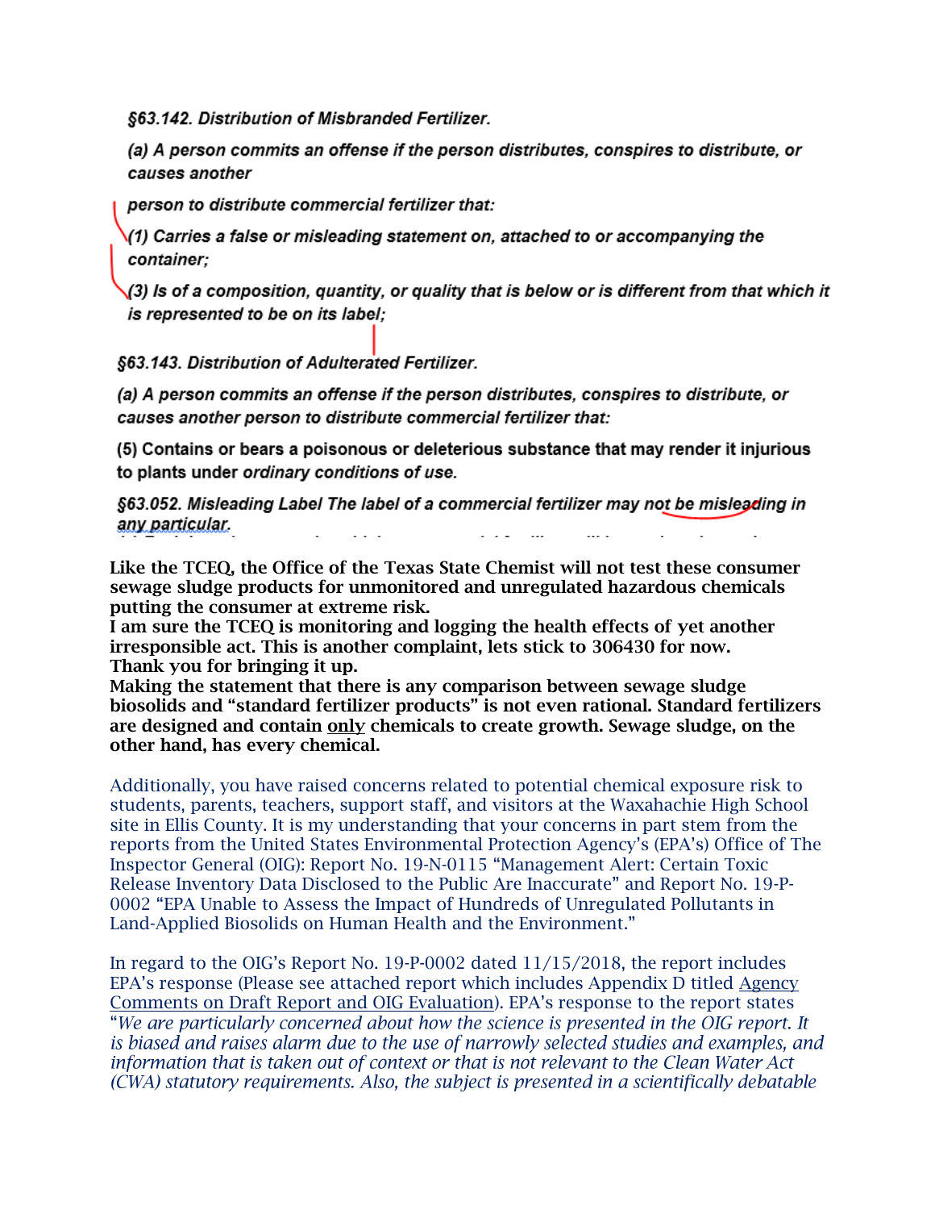*§63.142. Distribution of Misbranded Fertilizer.*

*(a) A person commits an offense if the person distributes, conspires to distribute, or causes another*

*person to distribute commercial fertilizer that:*

*(1) Carries a false or misleading statement on, attached to or accompanying the container;*

*(3) Is of a composition, quantity, or quality that is below or is different from that which it is represented to be on its label;*

*§63.143. Distribution of Adulterated Fertilizer.*

*(a) A person commits an offense if the person distributes, conspires to distribute, or causes another person to distribute commercial fertilizer that:*

**(5) Contains or bears a poisonous or deleterious substance that may render it injurious to plants under** ***ordinary conditions of use.***

*§63.052. Misleading Label The label of a commercial fertilizer may not be misleading in any particular.*

**Like the TCEQ, the Office of the Texas State Chemist will not test these consumer sewage sludge products for unmonitored and unregulated hazardous chemicals putting the consumer at extreme risk.**
**I am sure the TCEQ is monitoring and logging the health effects of yet another irresponsible act. This is another complaint, lets stick to 306430 for now.**
**Thank you for bringing it up.**
**Making the statement that there is any comparison between sewage sludge biosolids and "standard fertilizer products" is not even rational. Standard fertilizers are designed and contain only chemicals to create growth. Sewage sludge, on the other hand, has every chemical.**

Additionally, you have raised concerns related to potential chemical exposure risk to students, parents, teachers, support staff, and visitors at the Waxahachie High School site in Ellis County. It is my understanding that your concerns in part stem from the reports from the United States Environmental Protection Agency's (EPA's) Office of The Inspector General (OIG): Report No. 19-N-0115 "Management Alert: Certain Toxic Release Inventory Data Disclosed to the Public Are Inaccurate" and Report No. 19-P-0002 "EPA Unable to Assess the Impact of Hundreds of Unregulated Pollutants in Land-Applied Biosolids on Human Health and the Environment."

In regard to the OIG's Report No. 19-P-0002 dated 11/15/2018, the report includes EPA's response (Please see attached report which includes Appendix D titled Agency Comments on Draft Report and OIG Evaluation). EPA's response to the report states "*We are particularly concerned about how the science is presented in the OIG report. It is biased and raises alarm due to the use of narrowly selected studies and examples, and information that is taken out of context or that is not relevant to the Clean Water Act (CWA) statutory requirements. Also, the subject is presented in a scientifically debatable*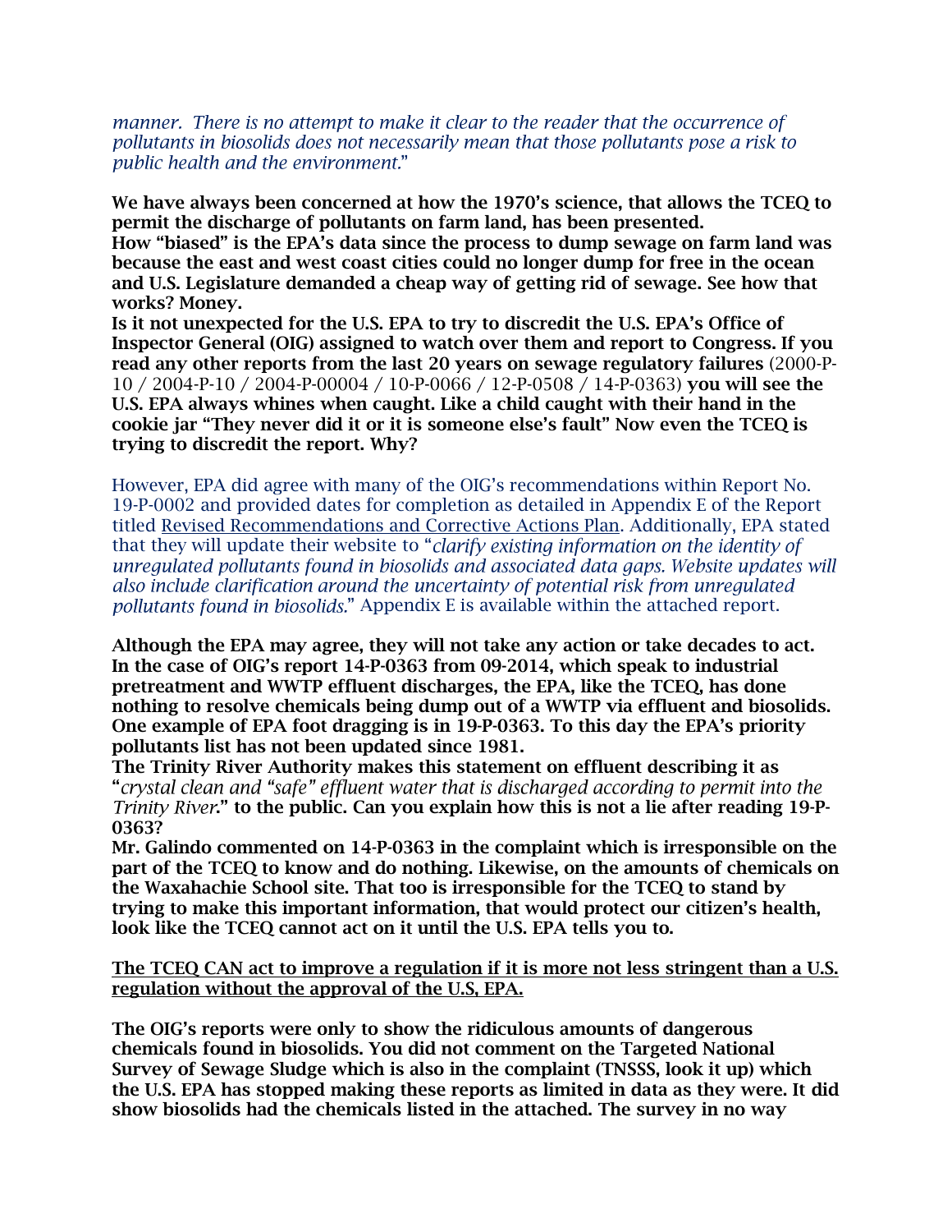*manner. There is no attempt to make it clear to the reader that the occurrence of pollutants in biosolids does not necessarily mean that those pollutants pose a risk to public health and the environment.*"

**We have always been concerned at how the 1970's science, that allows the TCEQ to permit the discharge of pollutants on farm land, has been presented.**
**How "biased" is the EPA's data since the process to dump sewage on farm land was because the east and west coast cities could no longer dump for free in the ocean and U.S. Legislature demanded a cheap way of getting rid of sewage. See how that works? Money.**
**Is it not unexpected for the U.S. EPA to try to discredit the U.S. EPA's Office of Inspector General (OIG) assigned to watch over them and report to Congress. If you read any other reports from the last 20 years on sewage regulatory failures** (2000-P-10 / 2004-P-10 / 2004-P-00004 / 10-P-0066 / 12-P-0508 / 14-P-0363) **you will see the U.S. EPA always whines when caught. Like a child caught with their hand in the cookie jar "They never did it or it is someone else's fault" Now even the TCEQ is trying to discredit the report. Why?**

However, EPA did agree with many of the OIG's recommendations within Report No. 19-P-0002 and provided dates for completion as detailed in Appendix E of the Report titled Revised Recommendations and Corrective Actions Plan. Additionally, EPA stated that they will update their website to "*clarify existing information on the identity of unregulated pollutants found in biosolids and associated data gaps. Website updates will also include clarification around the uncertainty of potential risk from unregulated pollutants found in biosolids.*" Appendix E is available within the attached report.

**Although the EPA may agree, they will not take any action or take decades to act. In the case of OIG's report 14-P-0363 from 09-2014, which speak to industrial pretreatment and WWTP effluent discharges, the EPA, like the TCEQ, has done nothing to resolve chemicals being dump out of a WWTP via effluent and biosolids. One example of EPA foot dragging is in 19-P-0363. To this day the EPA's priority pollutants list has not been updated since 1981.**
**The Trinity River Authority makes this statement on effluent describing it as "***crystal clean and "safe" effluent water that is discharged according to permit into the Trinity River***." to the public. Can you explain how this is not a lie after reading 19-P-0363?**
**Mr. Galindo commented on 14-P-0363 in the complaint which is irresponsible on the part of the TCEQ to know and do nothing. Likewise, on the amounts of chemicals on the Waxahachie School site. That too is irresponsible for the TCEQ to stand by trying to make this important information, that would protect our citizen's health, look like the TCEQ cannot act on it until the U.S. EPA tells you to.**

**<u>The TCEQ CAN act to improve a regulation if it is more not less stringent than a U.S. regulation without the approval of the U.S, EPA.</u>**

**The OIG's reports were only to show the ridiculous amounts of dangerous chemicals found in biosolids. You did not comment on the Targeted National Survey of Sewage Sludge which is also in the complaint (TNSSS, look it up) which the U.S. EPA has stopped making these reports as limited in data as they were. It did show biosolids had the chemicals listed in the attached. The survey in no way**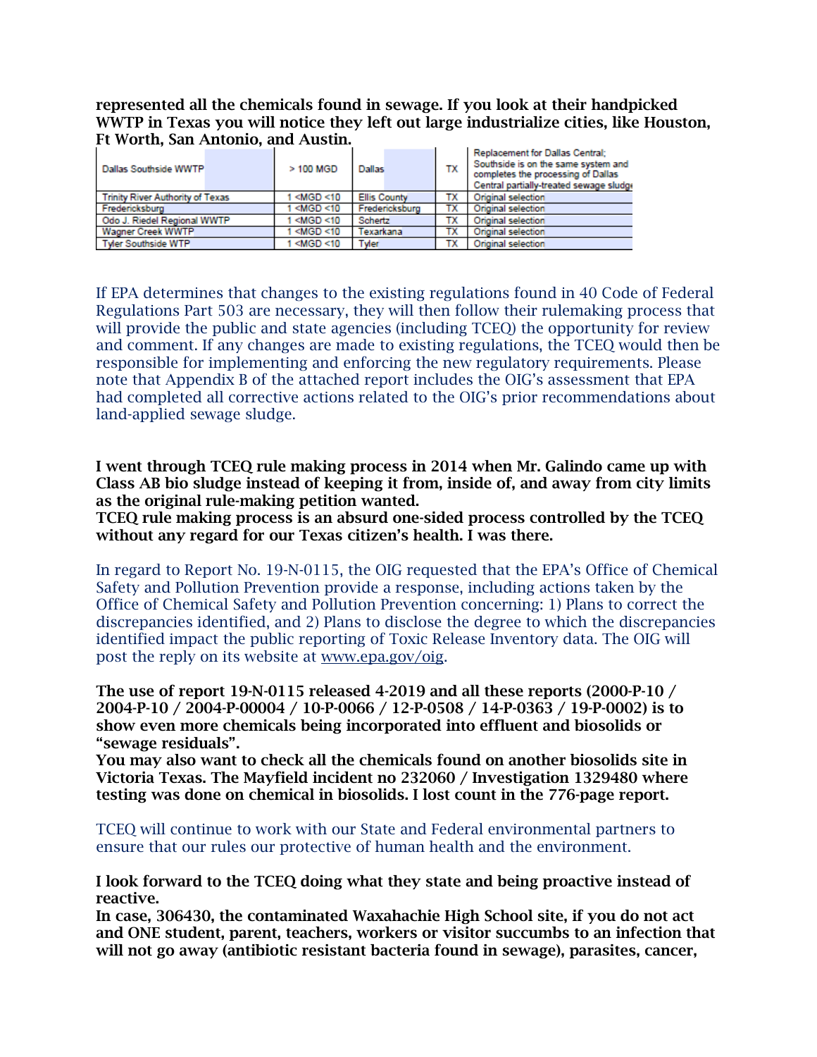**represented all the chemicals found in sewage. If you look at their handpicked WWTP in Texas you will notice they left out large industrialize cities, like Houston, Ft Worth, San Antonio, and Austin.**

| | | | | |
|---|---|---|---|---|
| Dallas Southside WWTP | > 100 MGD | Dallas | TX | Replacement for Dallas Central; Southside is on the same system and completes the processing of Dallas Central partially-treated sewage sludge |
| Trinity River Authority of Texas | 1 <MGD <10 | Ellis County | TX | Original selection |
| Fredericksburg | 1 <MGD <10 | Fredericksburg | TX | Original selection |
| Odo J. Riedel Regional WWTP | 1 <MGD <10 | Schertz | TX | Original selection |
| Wagner Creek WWTP | 1 <MGD <10 | Texarkana | TX | Original selection |
| Tyler Southside WTP | 1 <MGD <10 | Tyler | TX | Original selection |

If EPA determines that changes to the existing regulations found in 40 Code of Federal Regulations Part 503 are necessary, they will then follow their rulemaking process that will provide the public and state agencies (including TCEQ) the opportunity for review and comment. If any changes are made to existing regulations, the TCEQ would then be responsible for implementing and enforcing the new regulatory requirements. Please note that Appendix B of the attached report includes the OIG's assessment that EPA had completed all corrective actions related to the OIG's prior recommendations about land-applied sewage sludge.

**I went through TCEQ rule making process in 2014 when Mr. Galindo came up with Class AB bio sludge instead of keeping it from, inside of, and away from city limits as the original rule-making petition wanted.**
**TCEQ rule making process is an absurd one-sided process controlled by the TCEQ without any regard for our Texas citizen's health. I was there.**

In regard to Report No. 19-N-0115, the OIG requested that the EPA's Office of Chemical Safety and Pollution Prevention provide a response, including actions taken by the Office of Chemical Safety and Pollution Prevention concerning: 1) Plans to correct the discrepancies identified, and 2) Plans to disclose the degree to which the discrepancies identified impact the public reporting of Toxic Release Inventory data. The OIG will post the reply on its website at www.epa.gov/oig.

**The use of report 19-N-0115 released 4-2019 and all these reports (2000-P-10 / 2004-P-10 / 2004-P-00004 / 10-P-0066 / 12-P-0508 / 14-P-0363 / 19-P-0002) is to show even more chemicals being incorporated into effluent and biosolids or "sewage residuals".**
**You may also want to check all the chemicals found on another biosolids site in Victoria Texas. The Mayfield incident no 232060 / Investigation 1329480 where testing was done on chemical in biosolids. I lost count in the 776-page report.**

TCEQ will continue to work with our State and Federal environmental partners to ensure that our rules our protective of human health and the environment.

**I look forward to the TCEQ doing what they state and being proactive instead of reactive.**
**In case, 306430, the contaminated Waxahachie High School site, if you do not act and ONE student, parent, teachers, workers or visitor succumbs to an infection that will not go away (antibiotic resistant bacteria found in sewage), parasites, cancer,**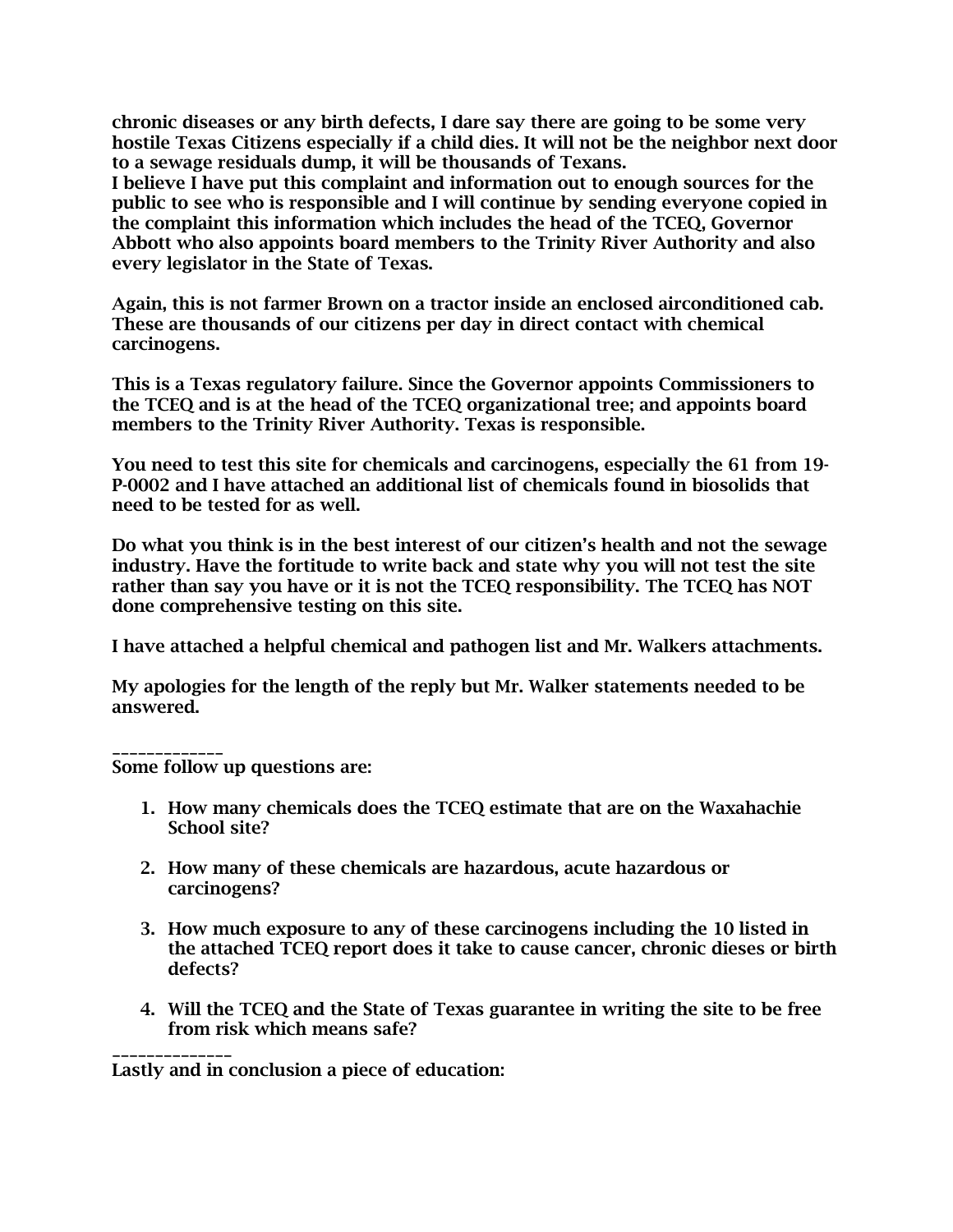**chronic diseases or any birth defects, I dare say there are going to be some very hostile Texas Citizens especially if a child dies. It will not be the neighbor next door to a sewage residuals dump, it will be thousands of Texans.**
**I believe I have put this complaint and information out to enough sources for the public to see who is responsible and I will continue by sending everyone copied in the complaint this information which includes the head of the TCEQ, Governor Abbott who also appoints board members to the Trinity River Authority and also every legislator in the State of Texas.**

**Again, this is not farmer Brown on a tractor inside an enclosed airconditioned cab. These are thousands of our citizens per day in direct contact with chemical carcinogens.**

**This is a Texas regulatory failure. Since the Governor appoints Commissioners to the TCEQ and is at the head of the TCEQ organizational tree; and appoints board members to the Trinity River Authority. Texas is responsible.**

**You need to test this site for chemicals and carcinogens, especially the 61 from 19-P-0002 and I have attached an additional list of chemicals found in biosolids that need to be tested for as well.**

**Do what you think is in the best interest of our citizen's health and not the sewage industry. Have the fortitude to write back and state why you will not test the site rather than say you have or it is not the TCEQ responsibility. The TCEQ has NOT done comprehensive testing on this site.**

**I have attached a helpful chemical and pathogen list and Mr. Walkers attachments.**

**My apologies for the length of the reply but Mr. Walker statements needed to be answered.**

_____________
**Some follow up questions are:**

1. **How many chemicals does the TCEQ estimate that are on the Waxahachie School site?**

2. **How many of these chemicals are hazardous, acute hazardous or carcinogens?**

3. **How much exposure to any of these carcinogens including the 10 listed in the attached TCEQ report does it take to cause cancer, chronic dieses or birth defects?**

4. **Will the TCEQ and the State of Texas guarantee in writing the site to be free from risk which means safe?**

______________
**Lastly and in conclusion a piece of education:**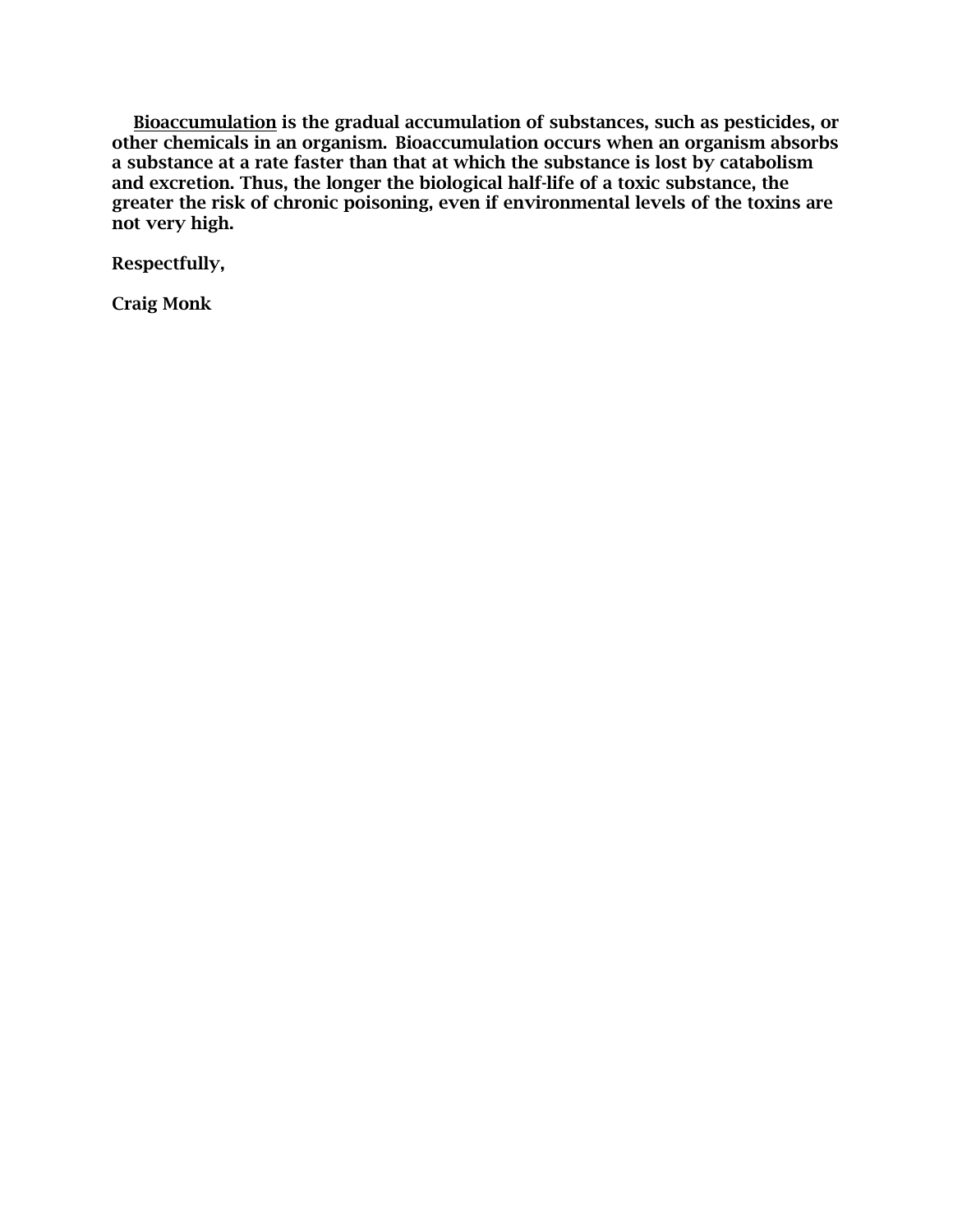**<u>Bioaccumulation</u> is the gradual accumulation of substances, such as pesticides, or other chemicals in an organism. Bioaccumulation occurs when an organism absorbs a substance at a rate faster than that at which the substance is lost by catabolism and excretion. Thus, the longer the biological half-life of a toxic substance, the greater the risk of chronic poisoning, even if environmental levels of the toxins are not very high.**

**Respectfully,**

**Craig Monk**